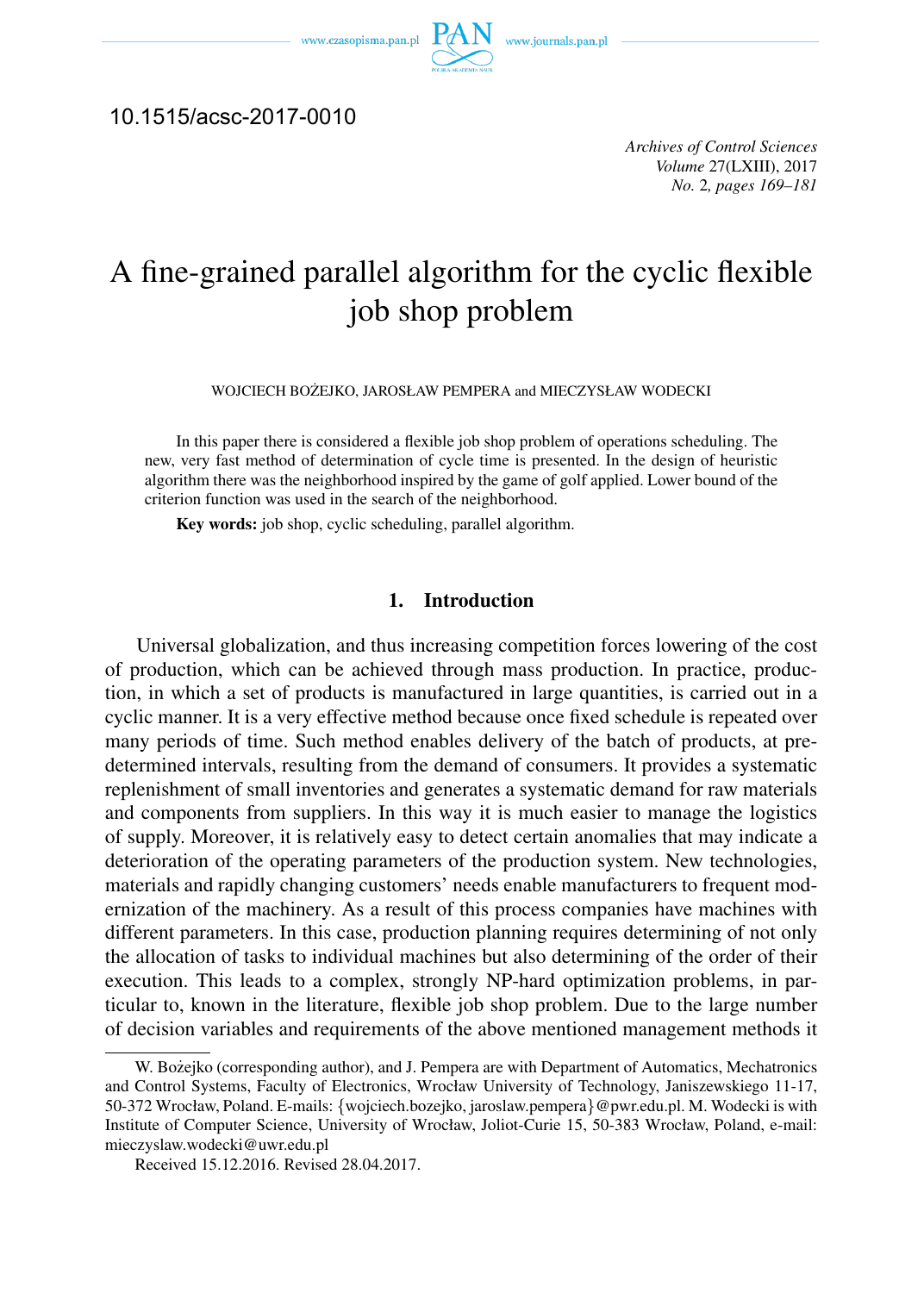10.1515/acsc-2017-0010

# A fine-grained parallel algorithm for the cyclic flexible job shop problem

WOJCIECH BOŻEJKO, JAROSŁAW PEMPERA and MIECZYSŁAW WODECKI

In this paper there is considered a flexible job shop problem of operations scheduling. The new, very fast method of determination of cycle time is presented. In the design of heuristic algorithm there was the neighborhood inspired by the game of golf applied. Lower bound of the criterion function was used in the search of the neighborhood.

**Key words:** job shop, cyclic scheduling, parallel algorithm.

## 1. Introduction

Universal globalization, and thus increasing competition forces lowering of the cost of production, which can be achieved through mass production. In practice, production, in which a set of products is manufactured in large quantities, is carried out in a cyclic manner. It is a very effective method because once fixed schedule is repeated over many periods of time. Such method enables delivery of the batch of products, at predetermined intervals, resulting from the demand of consumers. It provides a systematic replenishment of small inventories and generates a systematic demand for raw materials and components from suppliers. In this way it is much easier to manage the logistics of supply. Moreover, it is relatively easy to detect certain anomalies that may indicate a deterioration of the operating parameters of the production system. New technologies, materials and rapidly changing customers' needs enable manufacturers to frequent modernization of the machinery. As a result of this process companies have machines with different parameters. In this case, production planning requires determining of not only the allocation of tasks to individual machines but also determining of the order of their execution. This leads to a complex, strongly NP-hard optimization problems, in particular to, known in the literature, flexible job shop problem. Due to the large number of decision variables and requirements of the above mentioned management methods it

---

W. Bożejko (corresponding author), and J. Pempera are with Department of Automatics, Mechatronics and Control Systems, Faculty of Electronics, Wrocław University of Technology, Janiszewskiego 11-17, 50-372 Wrocław, Poland. E-mails: {wojciech.bozejko, jaroslaw.pempera}@pwr.edu.pl. M. Wodecki is with Institute of Computer Science, University of Wrocław, Joliot-Curie 15, 50-383 Wrocław, Poland, e-mail: mieczyslaw.wodecki@uwr.edu.pl

Received 15.12.2016. Revised 28.04.2017.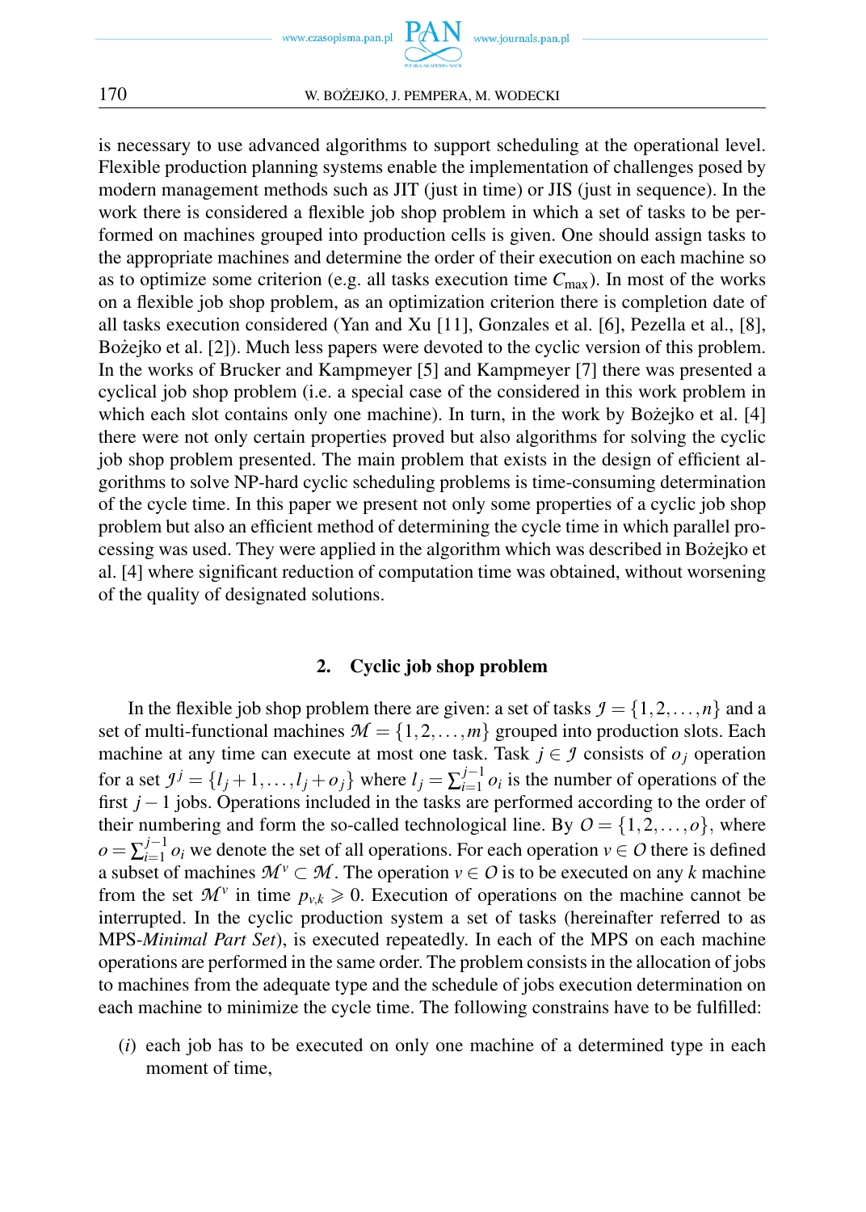is necessary to use advanced algorithms to support scheduling at the operational level. Flexible production planning systems enable the implementation of challenges posed by modern management methods such as JIT (just in time) or JIS (just in sequence). In the work there is considered a flexible job shop problem in which a set of tasks to be performed on machines grouped into production cells is given. One should assign tasks to the appropriate machines and determine the order of their execution on each machine so as to optimize some criterion (e.g. all tasks execution time $C_{\max}$). In most of the works on a flexible job shop problem, as an optimization criterion there is completion date of all tasks execution considered (Yan and Xu [11], Gonzales et al. [6], Pezella et al., [8], Bożejko et al. [2]). Much less papers were devoted to the cyclic version of this problem. In the works of Brucker and Kampmeyer [5] and Kampmeyer [7] there was presented a cyclical job shop problem (i.e. a special case of the considered in this work problem in which each slot contains only one machine). In turn, in the work by Bożejko et al. [4] there were not only certain properties proved but also algorithms for solving the cyclic job shop problem presented. The main problem that exists in the design of efficient algorithms to solve NP-hard cyclic scheduling problems is time-consuming determination of the cycle time. In this paper we present not only some properties of a cyclic job shop problem but also an efficient method of determining the cycle time in which parallel processing was used. They were applied in the algorithm which was described in Bożejko et al. [4] where significant reduction of computation time was obtained, without worsening of the quality of designated solutions.

## 2. Cyclic job shop problem

In the flexible job shop problem there are given: a set of tasks $\mathcal{J} = \{1, 2, \ldots, n\}$ and a set of multi-functional machines $\mathcal{M} = \{1, 2, \ldots, m\}$ grouped into production slots. Each machine at any time can execute at most one task. Task $j \in \mathcal{J}$ consists of $o_j$ operation for a set $\mathcal{J}^j = \{l_j + 1, \ldots, l_j + o_j\}$ where $l_j = \sum_{i=1}^{j-1} o_i$ is the number of operations of the first $j - 1$ jobs. Operations included in the tasks are performed according to the order of their numbering and form the so-called technological line. By $O = \{1, 2, \ldots, o\}$, where $o = \sum_{i=1}^{j-1} o_i$ we denote the set of all operations. For each operation $v \in O$ there is defined a subset of machines $\mathcal{M}^v \subset \mathcal{M}$. The operation $v \in O$ is to be executed on any $k$ machine from the set $\mathcal{M}^v$ in time $p_{v,k} \geqslant 0$. Execution of operations on the machine cannot be interrupted. In the cyclic production system a set of tasks (hereinafter referred to as MPS-*Minimal Part Set*), is executed repeatedly. In each of the MPS on each machine operations are performed in the same order. The problem consists in the allocation of jobs to machines from the adequate type and the schedule of jobs execution determination on each machine to minimize the cycle time. The following constrains have to be fulfilled:

($i$) each job has to be executed on only one machine of a determined type in each moment of time,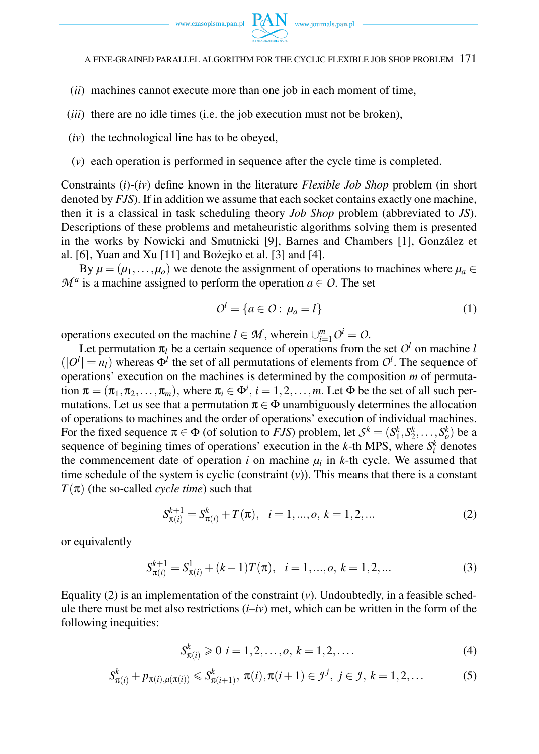(*ii*) machines cannot execute more than one job in each moment of time,

(*iii*) there are no idle times (i.e. the job execution must not be broken),

(*iv*) the technological line has to be obeyed,

(*v*) each operation is performed in sequence after the cycle time is completed.

Constraints (*i*)-(*iv*) define known in the literature *Flexible Job Shop* problem (in short denoted by *FJS*). If in addition we assume that each socket contains exactly one machine, then it is a classical in task scheduling theory *Job Shop* problem (abbreviated to *JS*). Descriptions of these problems and metaheuristic algorithms solving them is presented in the works by Nowicki and Smutnicki [9], Barnes and Chambers [1], González et al. [6], Yuan and Xu [11] and Bożejko et al. [3] and [4].

By $\mu = (\mu_1, \ldots, \mu_o)$ we denote the assignment of operations to machines where $\mu_a \in \mathcal{M}^a$ is a machine assigned to perform the operation $a \in O$. The set

$$O^l = \{a \in O : \mu_a = l\} \tag{1}$$

operations executed on the machine $l \in \mathcal{M}$, wherein $\cup_{i=1}^{m} O^i = O$.

Let permutation $\pi_l$ be a certain sequence of operations from the set $O^l$ on machine $l$ ($|O^l| = n_l$) whereas $\Phi^l$ the set of all permutations of elements from $O^l$. The sequence of operations' execution on the machines is determined by the composition $m$ of permutation $\pi = (\pi_1, \pi_2, \ldots, \pi_m)$, where $\pi_i \in \Phi^i$, $i = 1, 2, \ldots, m$. Let $\Phi$ be the set of all such permutations. Let us see that a permutation $\pi \in \Phi$ unambiguously determines the allocation of operations to machines and the order of operations' execution of individual machines. For the fixed sequence $\pi \in \Phi$ (of solution to *FJS*) problem, let $\mathcal{S}^k = (S_1^k, S_2^k, \ldots, S_o^k)$ be a sequence of begining times of operations' execution in the $k$-th MPS, where $S_i^k$ denotes the commencement date of operation $i$ on machine $\mu_i$ in $k$-th cycle. We assumed that time schedule of the system is cyclic (constraint ($v$)). This means that there is a constant $T(\pi)$ (the so-called *cycle time*) such that

$$S_{\pi(i)}^{k+1} = S_{\pi(i)}^{k} + T(\pi), \quad i = 1, ..., o, \; k = 1, 2, ... \tag{2}$$

or equivalently

$$S_{\pi(i)}^{k+1} = S_{\pi(i)}^{1} + (k-1)T(\pi), \quad i = 1, ..., o, \; k = 1, 2, ... \tag{3}$$

Equality (2) is an implementation of the constraint ($v$). Undoubtedly, in a feasible schedule there must be met also restrictions ($i$–$iv$) met, which can be written in the form of the following inequities:

$$S_{\pi(i)}^{k} \geqslant 0 \;\; i = 1, 2, \ldots, o, \; k = 1, 2, \ldots. \tag{4}$$

$$S_{\pi(i)}^{k} + p_{\pi(i), \mu(\pi(i))} \leqslant S_{\pi(i+1)}^{k}, \;\; \pi(i), \pi(i+1) \in \mathcal{J}^j, \; j \in \mathcal{J}, \; k = 1, 2, \ldots \tag{5}$$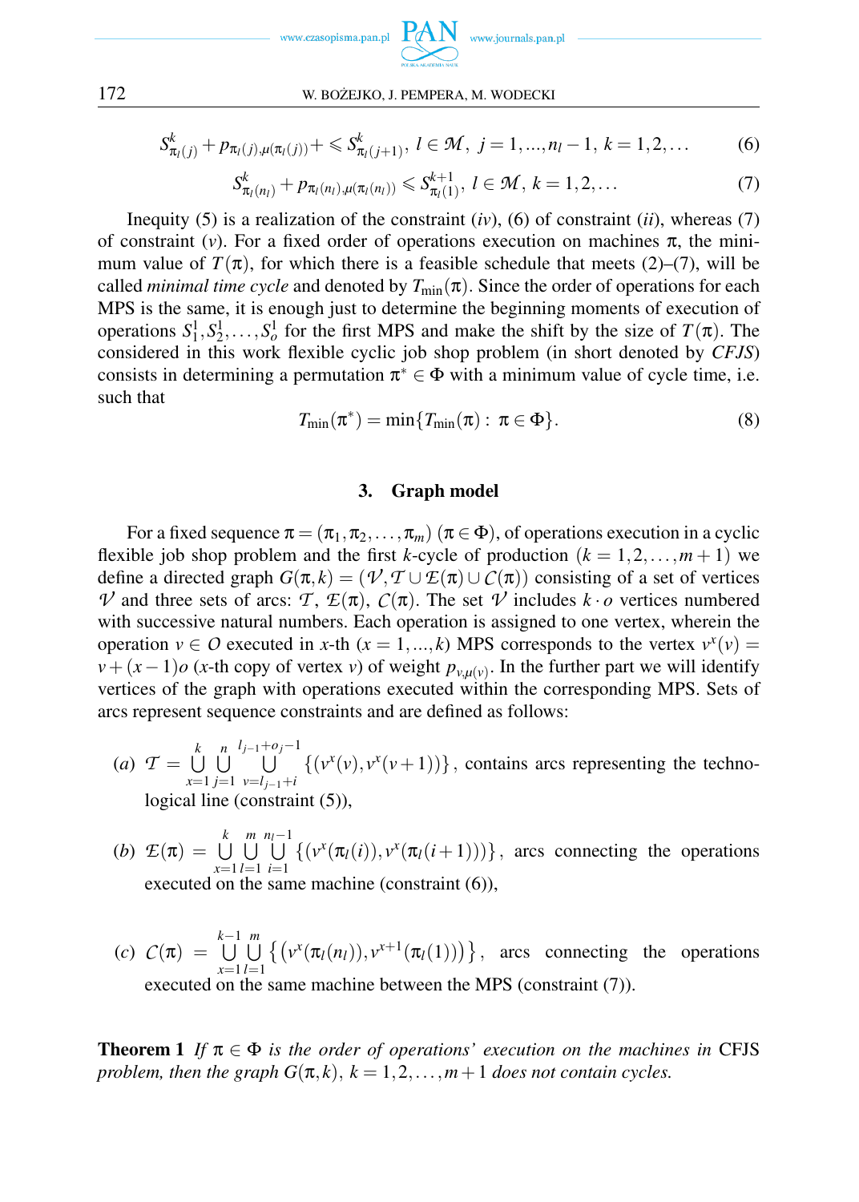$$S^k_{\pi_l(j)} + p_{\pi_l(j),\mu(\pi_l(j))} + \leqslant S^k_{\pi_l(j+1)},\ l \in \mathcal{M},\ j = 1,...,n_l - 1,\ k = 1,2,... \tag{6}$$

$$S^k_{\pi_l(n_l)} + p_{\pi_l(n_l),\mu(\pi_l(n_l))} \leqslant S^{k+1}_{\pi_l(1)},\ l \in \mathcal{M},\ k = 1,2,... \tag{7}$$

Inequity (5) is a realization of the constraint (*iv*), (6) of constraint (*ii*), whereas (7) of constraint (*v*). For a fixed order of operations execution on machines $\pi$, the minimum value of $T(\pi)$, for which there is a feasible schedule that meets (2)–(7), will be called *minimal time cycle* and denoted by $T_{\min}(\pi)$. Since the order of operations for each MPS is the same, it is enough just to determine the beginning moments of execution of operations $S^1_1, S^1_2, \ldots, S^1_o$ for the first MPS and make the shift by the size of $T(\pi)$. The considered in this work flexible cyclic job shop problem (in short denoted by *CFJS*) consists in determining a permutation $\pi^* \in \Phi$ with a minimum value of cycle time, i.e. such that

$$T_{\min}(\pi^*) = \min\{T_{\min}(\pi) :\ \pi \in \Phi\}. \tag{8}$$

## 3. Graph model

For a fixed sequence $\pi = (\pi_1, \pi_2, \ldots, \pi_m)$ $(\pi \in \Phi)$, of operations execution in a cyclic flexible job shop problem and the first $k$-cycle of production $(k = 1,2,\ldots,m+1)$ we define a directed graph $G(\pi,k) = (\mathcal{V}, \mathcal{T} \cup \mathcal{E}(\pi) \cup \mathcal{C}(\pi))$ consisting of a set of vertices $\mathcal{V}$ and three sets of arcs: $\mathcal{T}$, $\mathcal{E}(\pi)$, $\mathcal{C}(\pi)$. The set $\mathcal{V}$ includes $k \cdot o$ vertices numbered with successive natural numbers. Each operation is assigned to one vertex, wherein the operation $v \in O$ executed in $x$-th $(x = 1,...,k)$ MPS corresponds to the vertex $v^x(v) = v + (x-1)o$ ($x$-th copy of vertex $v$) of weight $p_{v,\mu(v)}$. In the further part we will identify vertices of the graph with operations executed within the corresponding MPS. Sets of arcs represent sequence constraints and are defined as follows:

(*a*) $\mathcal{T} = \bigcup\limits_{x=1}^{k} \bigcup\limits_{j=1}^{n} \bigcup\limits_{v=l_{j-1}+i}^{l_{j-1}+o_j-1} \{(v^x(v), v^x(v+1))\}$, contains arcs representing the technological line (constraint (5)),

(*b*) $\mathcal{E}(\pi) = \bigcup\limits_{x=1}^{k} \bigcup\limits_{l=1}^{m} \bigcup\limits_{i=1}^{n_l-1} \{(v^x(\pi_l(i)), v^x(\pi_l(i+1)))\}$, arcs connecting the operations executed on the same machine (constraint (6)),

(*c*) $\mathcal{C}(\pi) = \bigcup\limits_{x=1}^{k-1} \bigcup\limits_{l=1}^{m} \left\{\left(v^x(\pi_l(n_l)), v^{x+1}(\pi_l(1))\right)\right\}$, arcs connecting the operations executed on the same machine between the MPS (constraint (7)).

**Theorem 1** *If $\pi \in \Phi$ is the order of operations' execution on the machines in* CFJS *problem, then the graph $G(\pi,k)$, $k = 1,2,\ldots,m+1$ does not contain cycles.*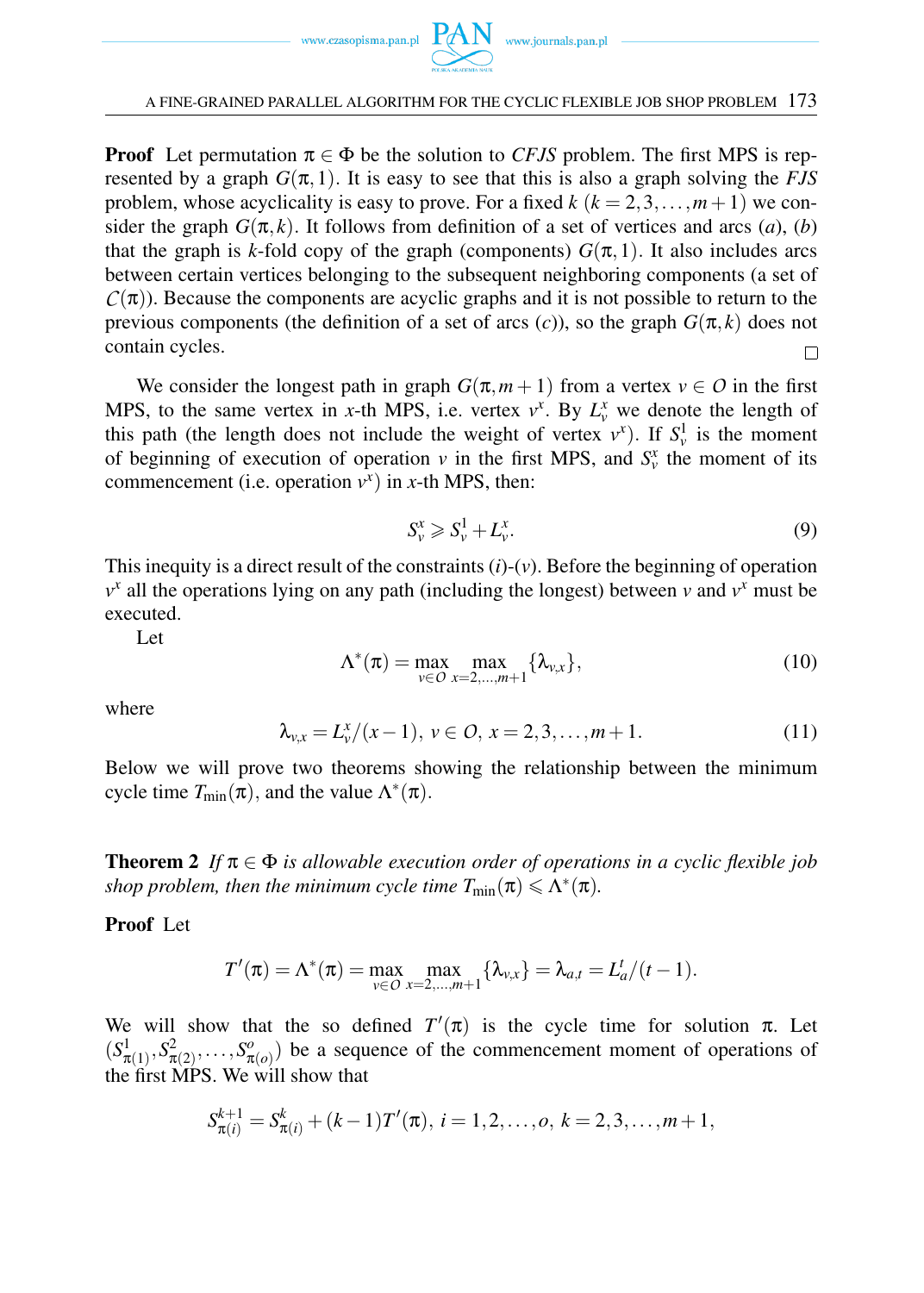**Proof** Let permutation $\pi \in \Phi$ be the solution to *CFJS* problem. The first MPS is represented by a graph $G(\pi, 1)$. It is easy to see that this is also a graph solving the *FJS* problem, whose acyclicality is easy to prove. For a fixed $k$ ($k = 2, 3, \ldots, m+1$) we consider the graph $G(\pi, k)$. It follows from definition of a set of vertices and arcs (*a*), (*b*) that the graph is $k$-fold copy of the graph (components) $G(\pi, 1)$. It also includes arcs between certain vertices belonging to the subsequent neighboring components (a set of $\mathcal{C}(\pi)$). Because the components are acyclic graphs and it is not possible to return to the previous components (the definition of a set of arcs (*c*)), so the graph $G(\pi, k)$ does not contain cycles. □

We consider the longest path in graph $G(\pi, m+1)$ from a vertex $v \in O$ in the first MPS, to the same vertex in $x$-th MPS, i.e. vertex $v^x$. By $L_v^x$ we denote the length of this path (the length does not include the weight of vertex $v^x$). If $S_v^1$ is the moment of beginning of execution of operation $v$ in the first MPS, and $S_v^x$ the moment of its commencement (i.e. operation $v^x$) in $x$-th MPS, then:

$$S_v^x \geqslant S_v^1 + L_v^x. \tag{9}$$

This inequity is a direct result of the constraints (*i*)-(*v*). Before the beginning of operation $v^x$ all the operations lying on any path (including the longest) between $v$ and $v^x$ must be executed.

Let

$$\Lambda^*(\pi) = \max_{v \in O} \max_{x=2,\ldots,m+1} \{\lambda_{v,x}\}, \tag{10}$$

where

$$\lambda_{v,x} = L_v^x/(x-1),\ v \in O,\ x = 2, 3, \ldots, m+1. \tag{11}$$

Below we will prove two theorems showing the relationship between the minimum cycle time $T_{\min}(\pi)$, and the value $\Lambda^*(\pi)$.

**Theorem 2** *If $\pi \in \Phi$ is allowable execution order of operations in a cyclic flexible job shop problem, then the minimum cycle time $T_{\min}(\pi) \leqslant \Lambda^*(\pi)$.*

**Proof** Let

$$T'(\pi) = \Lambda^*(\pi) = \max_{v \in O} \max_{x=2,\ldots,m+1} \{\lambda_{v,x}\} = \lambda_{a,t} = L_a^t/(t-1).$$

We will show that the so defined $T'(\pi)$ is the cycle time for solution $\pi$. Let $(S^1_{\pi(1)}, S^2_{\pi(2)}, \ldots, S^o_{\pi(o)})$ be a sequence of the commencement moment of operations of the first MPS. We will show that

$$S^{k+1}_{\pi(i)} = S^k_{\pi(i)} + (k-1)T'(\pi),\ i = 1, 2, \ldots, o,\ k = 2, 3, \ldots, m+1,$$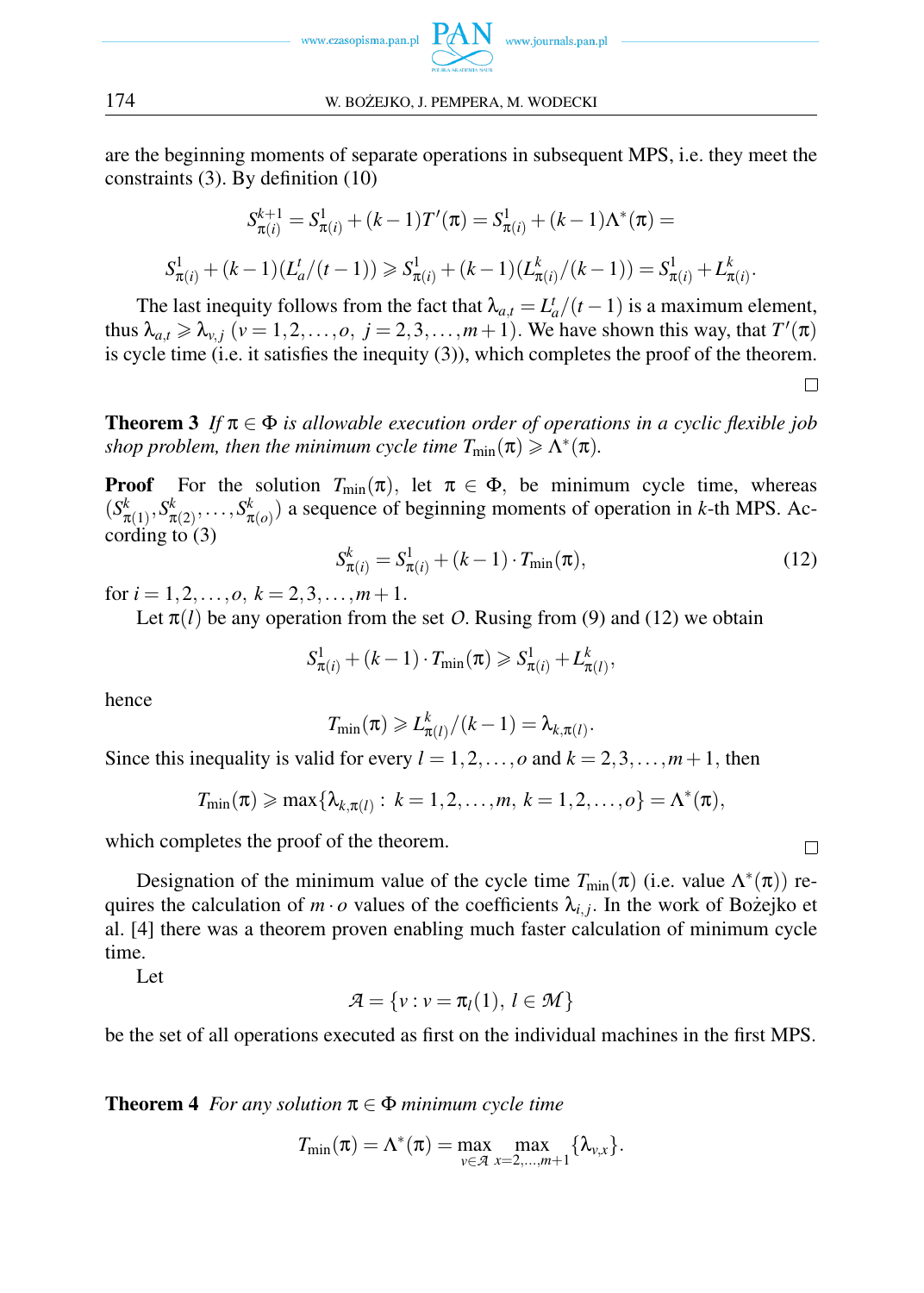are the beginning moments of separate operations in subsequent MPS, i.e. they meet the constraints (3). By definition (10)

$$S^{k+1}_{\pi(i)} = S^1_{\pi(i)} + (k-1)T'(\pi) = S^1_{\pi(i)} + (k-1)\Lambda^*(\pi) =$$

$$S^1_{\pi(i)} + (k-1)(L^t_a/(t-1)) \geqslant S^1_{\pi(i)} + (k-1)(L^k_{\pi(i)}/(k-1)) = S^1_{\pi(i)} + L^k_{\pi(i)}.$$

The last inequality follows from the fact that $\lambda_{a,t} = L^t_a/(t-1)$ is a maximum element, thus $\lambda_{a,t} \geqslant \lambda_{v,j}$ $(v = 1,2,\ldots,o,\ j = 2,3,\ldots,m+1)$. We have shown this way, that $T'(\pi)$ is cycle time (i.e. it satisfies the inequity (3)), which completes the proof of the theorem. □

**Theorem 3** *If $\pi \in \Phi$ is allowable execution order of operations in a cyclic flexible job shop problem, then the minimum cycle time $T_{\min}(\pi) \geqslant \Lambda^*(\pi)$.*

**Proof** For the solution $T_{\min}(\pi)$, let $\pi \in \Phi$, be minimum cycle time, whereas $(S^k_{\pi(1)}, S^k_{\pi(2)}, \ldots, S^k_{\pi(o)})$ a sequence of beginning moments of operation in $k$-th MPS. According to (3)

$$S^k_{\pi(i)} = S^1_{\pi(i)} + (k-1)\cdot T_{\min}(\pi), \tag{12}$$

for $i = 1,2,\ldots,o,\ k = 2,3,\ldots,m+1$.

Let $\pi(l)$ be any operation from the set $O$. Rusing from (9) and (12) we obtain

$$S^1_{\pi(i)} + (k-1)\cdot T_{\min}(\pi) \geqslant S^1_{\pi(i)} + L^k_{\pi(l)},$$

hence

$$T_{\min}(\pi) \geqslant L^k_{\pi(l)}/(k-1) = \lambda_{k,\pi(l)}.$$

Since this inequality is valid for every $l = 1,2,\ldots,o$ and $k = 2,3,\ldots,m+1$, then

$$T_{\min}(\pi) \geqslant \max\{\lambda_{k,\pi(l)} :\ k = 1,2,\ldots,m,\ k = 1,2,\ldots,o\} = \Lambda^*(\pi),$$

which completes the proof of the theorem. □

Designation of the minimum value of the cycle time $T_{\min}(\pi)$ (i.e. value $\Lambda^*(\pi)$) requires the calculation of $m \cdot o$ values of the coefficients $\lambda_{i,j}$. In the work of Bożejko et al. [4] there was a theorem proven enabling much faster calculation of minimum cycle time.

Let

$$\mathcal{A} = \{v : v = \pi_l(1),\ l \in \mathcal{M}\}$$

be the set of all operations executed as first on the individual machines in the first MPS.

**Theorem 4** *For any solution $\pi \in \Phi$ minimum cycle time*

$$T_{\min}(\pi) = \Lambda^*(\pi) = \max_{v \in \mathcal{A}} \max_{x=2,\ldots,m+1} \{\lambda_{v,x}\}.$$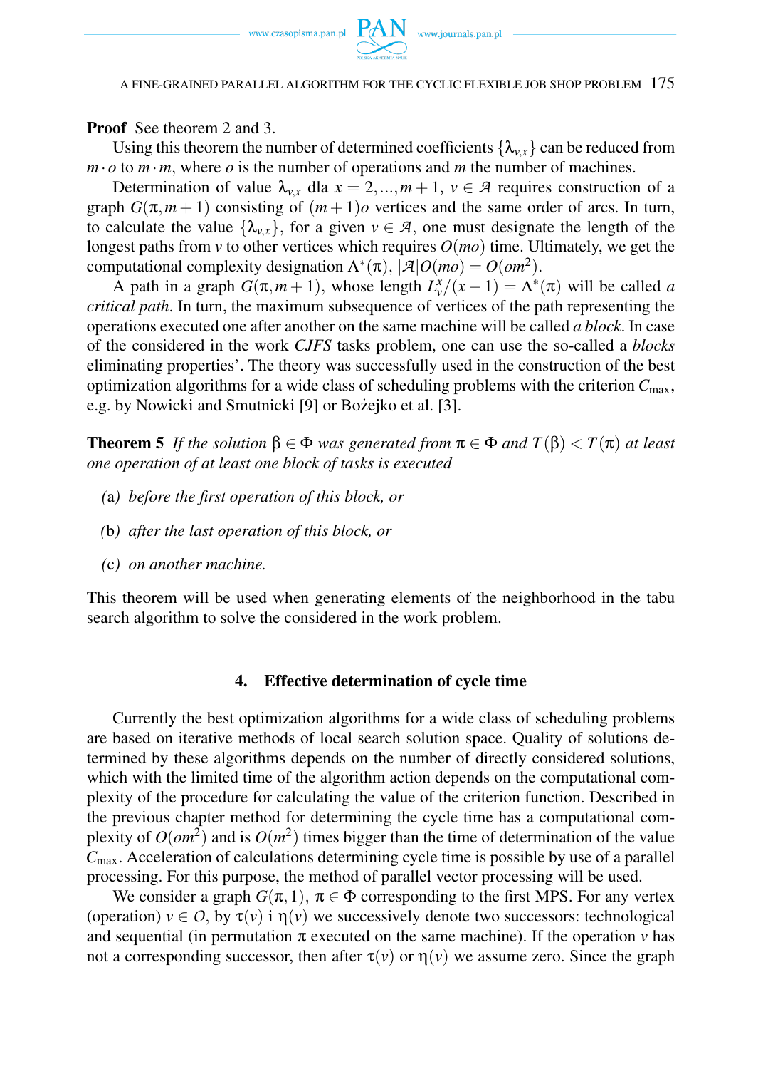**Proof** See theorem 2 and 3.

Using this theorem the number of determined coefficients $\{\lambda_{v,x}\}$ can be reduced from $m \cdot o$ to $m \cdot m$, where $o$ is the number of operations and $m$ the number of machines.

Determination of value $\lambda_{v,x}$ dla $x = 2, ..., m+1$, $v \in \mathcal{A}$ requires construction of a graph $G(\pi, m+1)$ consisting of $(m+1)o$ vertices and the same order of arcs. In turn, to calculate the value $\{\lambda_{v,x}\}$, for a given $v \in \mathcal{A}$, one must designate the length of the longest paths from $v$ to other vertices which requires $O(mo)$ time. Ultimately, we get the computational complexity designation $\Lambda^*(\pi)$, $|\mathcal{A}|O(mo) = O(om^2)$.

A path in a graph $G(\pi, m+1)$, whose length $L_v^x/(x-1) = \Lambda^*(\pi)$ will be called *a critical path*. In turn, the maximum subsequence of vertices of the path representing the operations executed one after another on the same machine will be called *a block*. In case of the considered in the work *CJFS* tasks problem, one can use the so-called a *blocks* eliminating properties'. The theory was successfully used in the construction of the best optimization algorithms for a wide class of scheduling problems with the criterion $C_{\max}$, e.g. by Nowicki and Smutnicki [9] or Bożejko et al. [3].

**Theorem 5** *If the solution $\beta \in \Phi$ was generated from $\pi \in \Phi$ and $T(\beta) < T(\pi)$ at least one operation of at least one block of tasks is executed*

- (a) *before the first operation of this block, or*
- (b) *after the last operation of this block, or*
- (c) *on another machine.*

This theorem will be used when generating elements of the neighborhood in the tabu search algorithm to solve the considered in the work problem.

## 4. Effective determination of cycle time

Currently the best optimization algorithms for a wide class of scheduling problems are based on iterative methods of local search solution space. Quality of solutions determined by these algorithms depends on the number of directly considered solutions, which with the limited time of the algorithm action depends on the computational complexity of the procedure for calculating the value of the criterion function. Described in the previous chapter method for determining the cycle time has a computational complexity of $O(om^2)$ and is $O(m^2)$ times bigger than the time of determination of the value $C_{\max}$. Acceleration of calculations determining cycle time is possible by use of a parallel processing. For this purpose, the method of parallel vector processing will be used.

We consider a graph $G(\pi, 1)$, $\pi \in \Phi$ corresponding to the first MPS. For any vertex (operation) $v \in O$, by $\tau(v)$ i $\eta(v)$ we successively denote two successors: technological and sequential (in permutation $\pi$ executed on the same machine). If the operation $v$ has not a corresponding successor, then after $\tau(v)$ or $\eta(v)$ we assume zero. Since the graph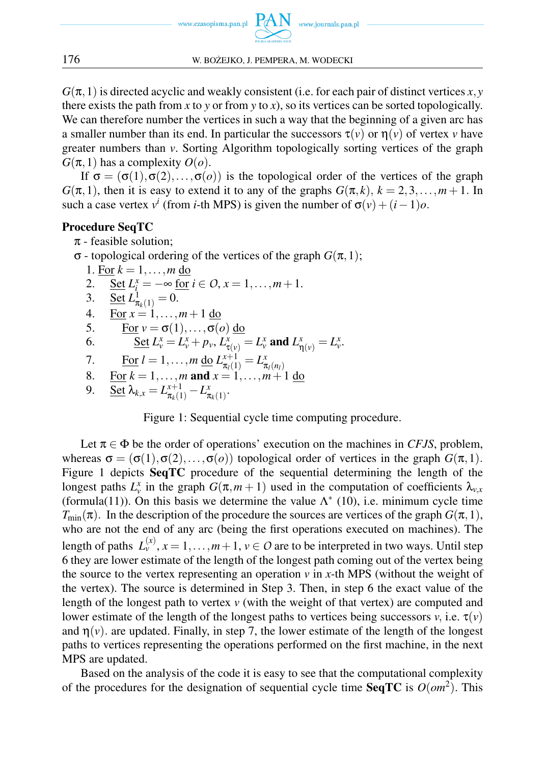$G(\pi,1)$ is directed acyclic and weakly consistent (i.e. for each pair of distinct vertices $x, y$ there exists the path from $x$ to $y$ or from $y$ to $x$), so its vertices can be sorted topologically. We can therefore number the vertices in such a way that the beginning of a given arc has a smaller number than its end. In particular the successors $\tau(v)$ or $\eta(v)$ of vertex $v$ have greater numbers than $v$. Sorting Algorithm topologically sorting vertices of the graph $G(\pi,1)$ has a complexity $O(o)$.

If $\sigma = (\sigma(1), \sigma(2), \ldots, \sigma(o))$ is the topological order of the vertices of the graph $G(\pi,1)$, then it is easy to extend it to any of the graphs $G(\pi,k)$, $k = 2,3,\ldots,m+1$. In such a case vertex $v^i$ (from $i$-th MPS) is given the number of $\sigma(v) + (i-1)o$.

**Procedure SeqTC**

$\pi$ - feasible solution;

$\sigma$ - topological ordering of the vertices of the graph $G(\pi,1)$;

1. For $k = 1,\ldots,m$ do
2. Set $L_i^x = -\infty$ for $i \in O$, $x = 1,\ldots,m+1$.
3. Set $L_{\pi_k(1)}^1 = 0$.
4. For $x = 1,\ldots,m+1$ do
5. For $v = \sigma(1),\ldots,\sigma(o)$ do
6. Set $L_v^x = L_v^x + p_v$, $L_{\tau(v)}^x = L_v^x$ **and** $L_{\eta(v)}^x = L_v^x$.
7. For $l = 1,\ldots,m$ do $L_{\pi_l(1)}^{x+1} = L_{\pi_l(n_l)}^x$
8. For $k = 1,\ldots,m$ **and** $x = 1,\ldots,m+1$ do
9. Set $\lambda_{k,x} = L_{\pi_k(1)}^{x+1} - L_{\pi_k(1)}^x$.

Figure 1: Sequential cycle time computing procedure.

Let $\pi \in \Phi$ be the order of operations' execution on the machines in *CFJS*, problem, whereas $\sigma = (\sigma(1), \sigma(2), \ldots, \sigma(o))$ topological order of vertices in the graph $G(\pi,1)$. Figure 1 depicts **SeqTC** procedure of the sequential determining the length of the longest paths $L_v^x$ in the graph $G(\pi, m+1)$ used in the computation of coefficients $\lambda_{v,x}$ (formula(11)). On this basis we determine the value $\Lambda^*$ (10), i.e. minimum cycle time $T_{\min}(\pi)$. In the description of the procedure the sources are vertices of the graph $G(\pi,1)$, who are not the end of any arc (being the first operations executed on machines). The length of paths $L_v^{(x)}$, $x = 1,\ldots,m+1$, $v \in O$ are to be interpreted in two ways. Until step 6 they are lower estimate of the length of the longest path coming out of the vertex being the source to the vertex representing an operation $v$ in $x$-th MPS (without the weight of the vertex). The source is determined in Step 3. Then, in step 6 the exact value of the length of the longest path to vertex $v$ (with the weight of that vertex) are computed and lower estimate of the length of the longest paths to vertices being successors $v$, i.e. $\tau(v)$ and $\eta(v)$. are updated. Finally, in step 7, the lower estimate of the length of the longest paths to vertices representing the operations performed on the first machine, in the next MPS are updated.

Based on the analysis of the code it is easy to see that the computational complexity of the procedures for the designation of sequential cycle time **SeqTC** is $O(om^2)$. This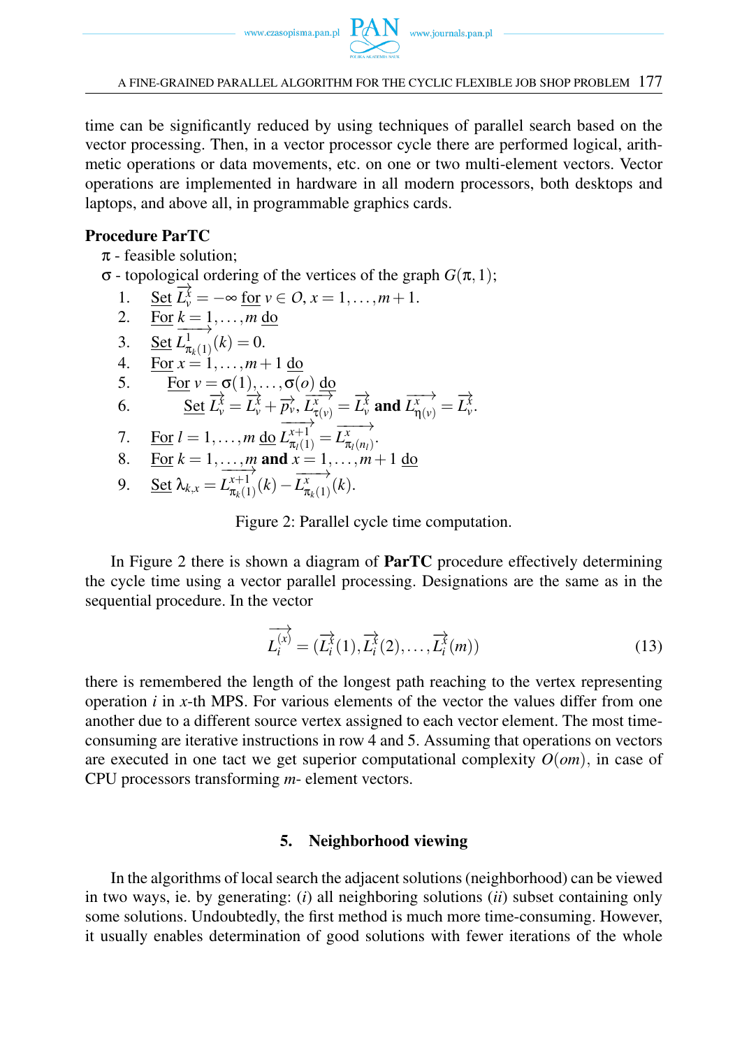time can be significantly reduced by using techniques of parallel search based on the vector processing. Then, in a vector processor cycle there are performed logical, arithmetic operations or data movements, etc. on one or two multi-element vectors. Vector operations are implemented in hardware in all modern processors, both desktops and laptops, and above all, in programmable graphics cards.

**Procedure ParTC**

$\pi$ - feasible solution;

$\sigma$ - topological ordering of the vertices of the graph $G(\pi,1)$;

1. Set $\overrightarrow{L_v^x} = -\infty$ for $v \in O$, $x = 1,\ldots,m+1$.
2. For $k = 1,\ldots,m$ do
3. Set $\overrightarrow{L^1_{\pi_k(1)}}(k) = 0$.
4. For $x = 1,\ldots,m+1$ do
5. For $v = \sigma(1),\ldots,\sigma(o)$ do
6. Set $\overrightarrow{L_v^x} = \overrightarrow{L_v^x} + \overrightarrow{p_v}$, $\overrightarrow{L^x_{\tau(v)}} = \overrightarrow{L_v^x}$ **and** $\overrightarrow{L^x_{\eta(v)}} = \overrightarrow{L_v^x}$.
7. For $l = 1,\ldots,m$ do $\overrightarrow{L^{x+1}_{\pi_l(1)}} = \overrightarrow{L^x_{\pi_l(n_l)}}$.
8. For $k = 1,\ldots,m$ **and** $x = 1,\ldots,m+1$ do
9. Set $\lambda_{k,x} = \overrightarrow{L^{x+1}_{\pi_k(1)}}(k) - \overrightarrow{L^x_{\pi_k(1)}}(k)$.

Figure 2: Parallel cycle time computation.

In Figure 2 there is shown a diagram of **ParTC** procedure effectively determining the cycle time using a vector parallel processing. Designations are the same as in the sequential procedure. In the vector

$$\overrightarrow{L_i^{(x)}} = (\overrightarrow{L_i^x}(1), \overrightarrow{L_i^x}(2), \ldots, \overrightarrow{L_i^x}(m)) \tag{13}$$

there is remembered the length of the longest path reaching to the vertex representing operation $i$ in $x$-th MPS. For various elements of the vector the values differ from one another due to a different source vertex assigned to each vector element. The most time-consuming are iterative instructions in row 4 and 5. Assuming that operations on vectors are executed in one tact we get superior computational complexity $O(om)$, in case of CPU processors transforming $m$- element vectors.

## 5. Neighborhood viewing

In the algorithms of local search the adjacent solutions (neighborhood) can be viewed in two ways, ie. by generating: (*i*) all neighboring solutions (*ii*) subset containing only some solutions. Undoubtedly, the first method is much more time-consuming. However, it usually enables determination of good solutions with fewer iterations of the whole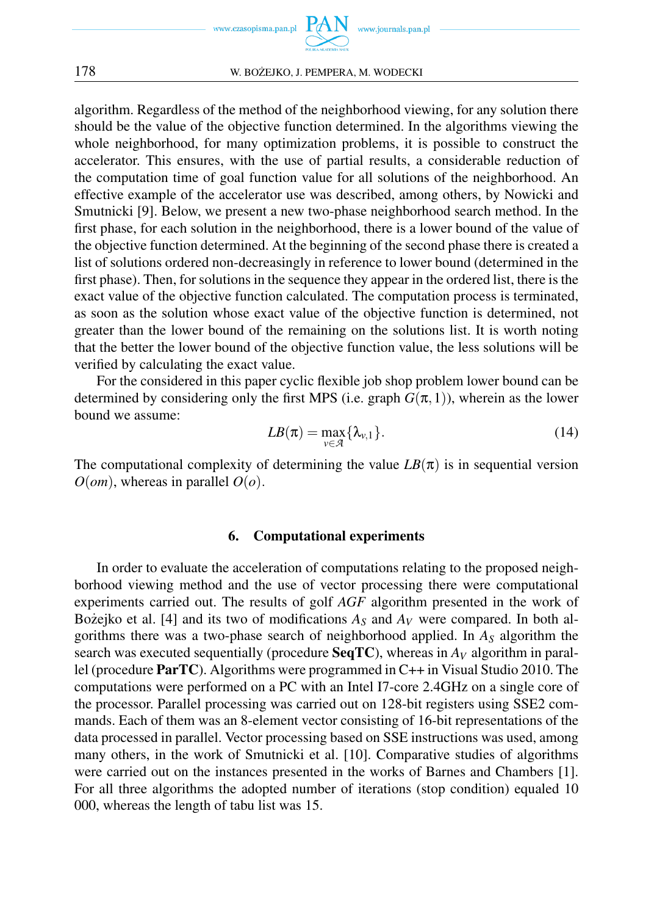algorithm. Regardless of the method of the neighborhood viewing, for any solution there should be the value of the objective function determined. In the algorithms viewing the whole neighborhood, for many optimization problems, it is possible to construct the accelerator. This ensures, with the use of partial results, a considerable reduction of the computation time of goal function value for all solutions of the neighborhood. An effective example of the accelerator use was described, among others, by Nowicki and Smutnicki [9]. Below, we present a new two-phase neighborhood search method. In the first phase, for each solution in the neighborhood, there is a lower bound of the value of the objective function determined. At the beginning of the second phase there is created a list of solutions ordered non-decreasingly in reference to lower bound (determined in the first phase). Then, for solutions in the sequence they appear in the ordered list, there is the exact value of the objective function calculated. The computation process is terminated, as soon as the solution whose exact value of the objective function is determined, not greater than the lower bound of the remaining on the solutions list. It is worth noting that the better the lower bound of the objective function value, the less solutions will be verified by calculating the exact value.

For the considered in this paper cyclic flexible job shop problem lower bound can be determined by considering only the first MPS (i.e. graph $G(\pi,1)$), wherein as the lower bound we assume:

$$LB(\pi) = \max_{v \in \mathcal{A}} \{\lambda_{v,1}\}. \tag{14}$$

The computational complexity of determining the value $LB(\pi)$ is in sequential version $O(om)$, whereas in parallel $O(o)$.

## 6. Computational experiments

In order to evaluate the acceleration of computations relating to the proposed neighborhood viewing method and the use of vector processing there were computational experiments carried out. The results of golf *AGF* algorithm presented in the work of Bożejko et al. [4] and its two of modifications $A_S$ and $A_V$ were compared. In both algorithms there was a two-phase search of neighborhood applied. In $A_S$ algorithm the search was executed sequentially (procedure **SeqTC**), whereas in $A_V$ algorithm in parallel (procedure **ParTC**). Algorithms were programmed in C++ in Visual Studio 2010. The computations were performed on a PC with an Intel I7-core 2.4GHz on a single core of the processor. Parallel processing was carried out on 128-bit registers using SSE2 commands. Each of them was an 8-element vector consisting of 16-bit representations of the data processed in parallel. Vector processing based on SSE instructions was used, among many others, in the work of Smutnicki et al. [10]. Comparative studies of algorithms were carried out on the instances presented in the works of Barnes and Chambers [1]. For all three algorithms the adopted number of iterations (stop condition) equaled 10 000, whereas the length of tabu list was 15.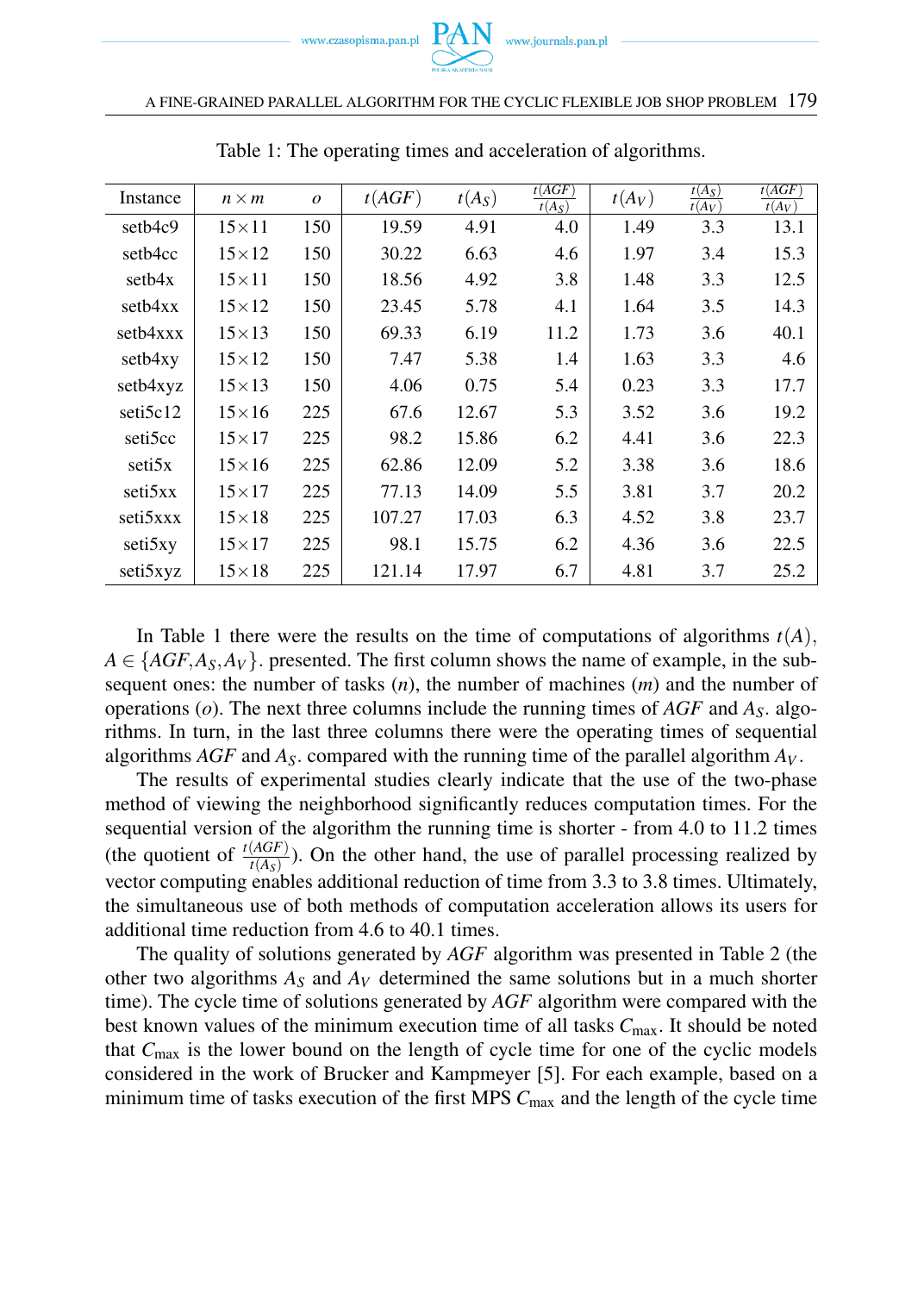Table 1: The operating times and acceleration of algorithms.

| Instance | $n \times m$ | $o$ | $t(AGF)$ | $t(A_S)$ | $\frac{t(AGF)}{t(A_S)}$ | $t(A_V)$ | $\frac{t(A_S)}{t(A_V)}$ | $\frac{t(AGF)}{t(A_V)}$ |
|---|---|---|---|---|---|---|---|---|
| setb4c9 | 15×11 | 150 | 19.59 | 4.91 | 4.0 | 1.49 | 3.3 | 13.1 |
| setb4cc | 15×12 | 150 | 30.22 | 6.63 | 4.6 | 1.97 | 3.4 | 15.3 |
| setb4x | 15×11 | 150 | 18.56 | 4.92 | 3.8 | 1.48 | 3.3 | 12.5 |
| setb4xx | 15×12 | 150 | 23.45 | 5.78 | 4.1 | 1.64 | 3.5 | 14.3 |
| setb4xxx | 15×13 | 150 | 69.33 | 6.19 | 11.2 | 1.73 | 3.6 | 40.1 |
| setb4xy | 15×12 | 150 | 7.47 | 5.38 | 1.4 | 1.63 | 3.3 | 4.6 |
| setb4xyz | 15×13 | 150 | 4.06 | 0.75 | 5.4 | 0.23 | 3.3 | 17.7 |
| seti5c12 | 15×16 | 225 | 67.6 | 12.67 | 5.3 | 3.52 | 3.6 | 19.2 |
| seti5cc | 15×17 | 225 | 98.2 | 15.86 | 6.2 | 4.41 | 3.6 | 22.3 |
| seti5x | 15×16 | 225 | 62.86 | 12.09 | 5.2 | 3.38 | 3.6 | 18.6 |
| seti5xx | 15×17 | 225 | 77.13 | 14.09 | 5.5 | 3.81 | 3.7 | 20.2 |
| seti5xxx | 15×18 | 225 | 107.27 | 17.03 | 6.3 | 4.52 | 3.8 | 23.7 |
| seti5xy | 15×17 | 225 | 98.1 | 15.75 | 6.2 | 4.36 | 3.6 | 22.5 |
| seti5xyz | 15×18 | 225 | 121.14 | 17.97 | 6.7 | 4.81 | 3.7 | 25.2 |

In Table 1 there were the results on the time of computations of algorithms $t(A)$, $A \in \{AGF, A_S, A_V\}$. presented. The first column shows the name of example, in the subsequent ones: the number of tasks ($n$), the number of machines ($m$) and the number of operations ($o$). The next three columns include the running times of $AGF$ and $A_S$. algorithms. In turn, in the last three columns there were the operating times of sequential algorithms $AGF$ and $A_S$. compared with the running time of the parallel algorithm $A_V$.

The results of experimental studies clearly indicate that the use of the two-phase method of viewing the neighborhood significantly reduces computation times. For the sequential version of the algorithm the running time is shorter - from 4.0 to 11.2 times (the quotient of $\frac{t(AGF)}{t(A_S)}$). On the other hand, the use of parallel processing realized by vector computing enables additional reduction of time from 3.3 to 3.8 times. Ultimately, the simultaneous use of both methods of computation acceleration allows its users for additional time reduction from 4.6 to 40.1 times.

The quality of solutions generated by $AGF$ algorithm was presented in Table 2 (the other two algorithms $A_S$ and $A_V$ determined the same solutions but in a much shorter time). The cycle time of solutions generated by $AGF$ algorithm were compared with the best known values of the minimum execution time of all tasks $C_{\max}$. It should be noted that $C_{\max}$ is the lower bound on the length of cycle time for one of the cyclic models considered in the work of Brucker and Kampmeyer [5]. For each example, based on a minimum time of tasks execution of the first MPS $C_{\max}$ and the length of the cycle time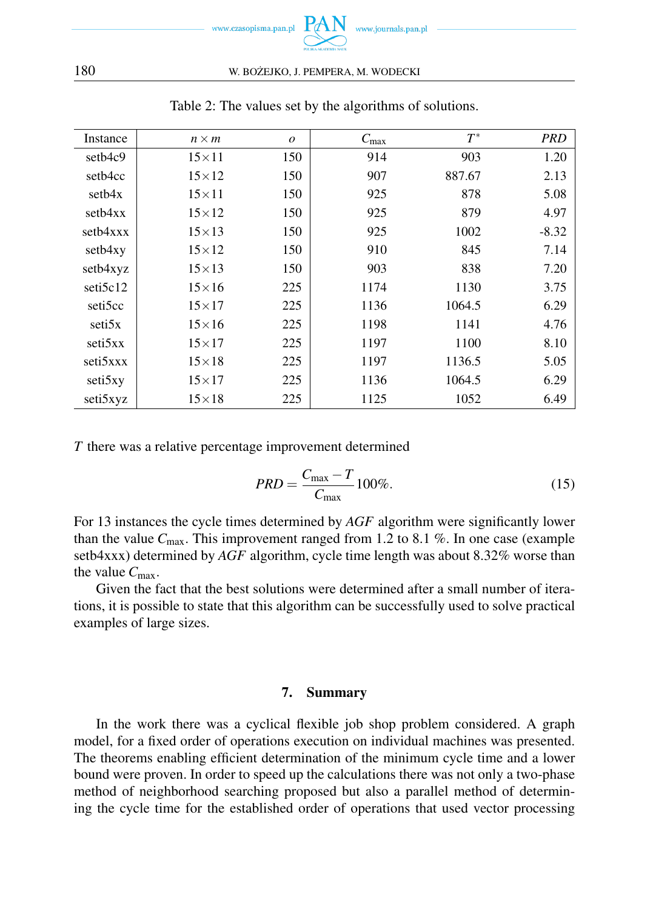Table 2: The values set by the algorithms of solutions.

| Instance | $n \times m$ | $o$ | $C_{\max}$ | $T^*$ | *PRD* |
|---|---|---|---|---|---|
| setb4c9 | 15×11 | 150 | 914 | 903 | 1.20 |
| setb4cc | 15×12 | 150 | 907 | 887.67 | 2.13 |
| setb4x | 15×11 | 150 | 925 | 878 | 5.08 |
| setb4xx | 15×12 | 150 | 925 | 879 | 4.97 |
| setb4xxx | 15×13 | 150 | 925 | 1002 | -8.32 |
| setb4xy | 15×12 | 150 | 910 | 845 | 7.14 |
| setb4xyz | 15×13 | 150 | 903 | 838 | 7.20 |
| seti5c12 | 15×16 | 225 | 1174 | 1130 | 3.75 |
| seti5cc | 15×17 | 225 | 1136 | 1064.5 | 6.29 |
| seti5x | 15×16 | 225 | 1198 | 1141 | 4.76 |
| seti5xx | 15×17 | 225 | 1197 | 1100 | 8.10 |
| seti5xxx | 15×18 | 225 | 1197 | 1136.5 | 5.05 |
| seti5xy | 15×17 | 225 | 1136 | 1064.5 | 6.29 |
| seti5xyz | 15×18 | 225 | 1125 | 1052 | 6.49 |

$T$ there was a relative percentage improvement determined

$$PRD = \frac{C_{\max} - T}{C_{\max}} 100\%. \tag{15}$$

For 13 instances the cycle times determined by *AGF* algorithm were significantly lower than the value $C_{\max}$. This improvement ranged from 1.2 to 8.1 %. In one case (example setb4xxx) determined by *AGF* algorithm, cycle time length was about 8.32% worse than the value $C_{\max}$.

Given the fact that the best solutions were determined after a small number of iterations, it is possible to state that this algorithm can be successfully used to solve practical examples of large sizes.

## 7. Summary

In the work there was a cyclical flexible job shop problem considered. A graph model, for a fixed order of operations execution on individual machines was presented. The theorems enabling efficient determination of the minimum cycle time and a lower bound were proven. In order to speed up the calculations there was not only a two-phase method of neighborhood searching proposed but also a parallel method of determining the cycle time for the established order of operations that used vector processing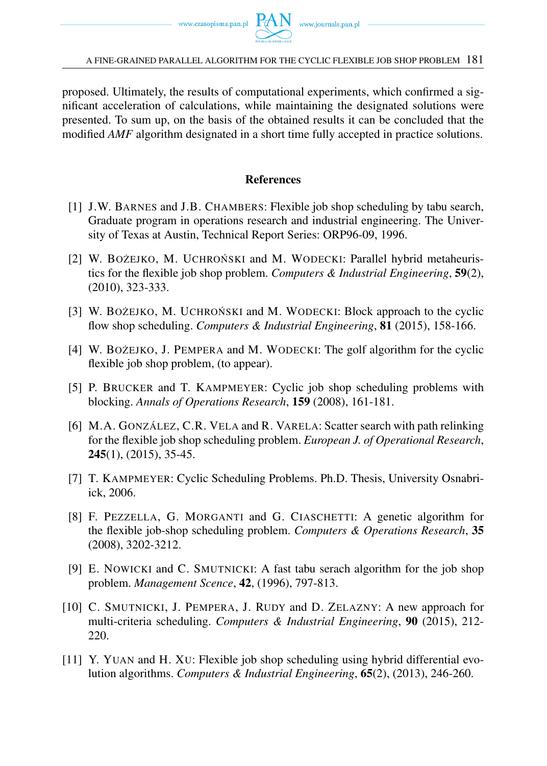proposed. Ultimately, the results of computational experiments, which confirmed a significant acceleration of calculations, while maintaining the designated solutions were presented. To sum up, on the basis of the obtained results it can be concluded that the modified *AMF* algorithm designated in a short time fully accepted in practice solutions.

## References

[1] J.W. Barnes and J.B. Chambers: Flexible job shop scheduling by tabu search, Graduate program in operations research and industrial engineering. The University of Texas at Austin, Technical Report Series: ORP96-09, 1996.

[2] W. Bożejko, M. Uchroński and M. Wodecki: Parallel hybrid metaheuristics for the flexible job shop problem. *Computers & Industrial Engineering*, **59**(2), (2010), 323-333.

[3] W. Bożejko, M. Uchroński and M. Wodecki: Block approach to the cyclic flow shop scheduling. *Computers & Industrial Engineering*, **81** (2015), 158-166.

[4] W. Bożejko, J. Pempera and M. Wodecki: The golf algorithm for the cyclic flexible job shop problem, (to appear).

[5] P. Brucker and T. Kampmeyer: Cyclic job shop scheduling problems with blocking. *Annals of Operations Research*, **159** (2008), 161-181.

[6] M.A. González, C.R. Vela and R. Varela: Scatter search with path relinking for the flexible job shop scheduling problem. *European J. of Operational Research*, **245**(1), (2015), 35-45.

[7] T. Kampmeyer: Cyclic Scheduling Problems. Ph.D. Thesis, University Osnabriick, 2006.

[8] F. Pezzella, G. Morganti and G. Ciaschetti: A genetic algorithm for the flexible job-shop scheduling problem. *Computers & Operations Research*, **35** (2008), 3202-3212.

[9] E. Nowicki and C. Smutnicki: A fast tabu serach algorithm for the job shop problem. *Management Scence*, **42**, (1996), 797-813.

[10] C. Smutnicki, J. Pempera, J. Rudy and D. Zelazny: A new approach for multi-criteria scheduling. *Computers & Industrial Engineering*, **90** (2015), 212-220.

[11] Y. Yuan and H. Xu: Flexible job shop scheduling using hybrid differential evolution algorithms. *Computers & Industrial Engineering*, **65**(2), (2013), 246-260.